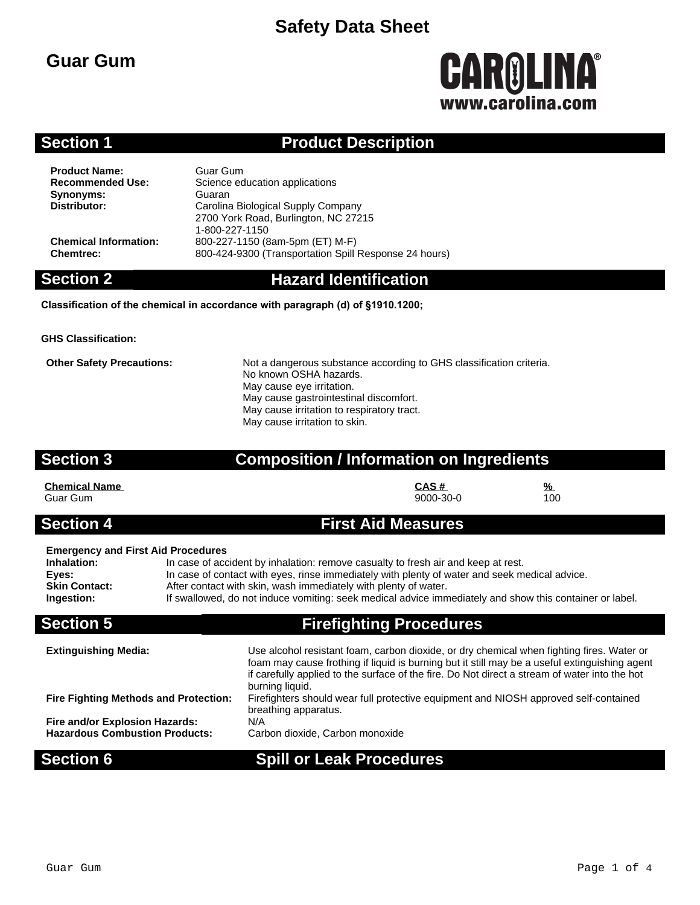# Safety Data Sheet

# Guar Gum

CAROLINA®
www.carolina.com

## Section 1 Product Description

**Product Name:** Guar Gum
**Recommended Use:** Science education applications
**Synonyms:** Guaran
**Distributor:** Carolina Biological Supply Company
2700 York Road, Burlington, NC 27215
1-800-227-1150
**Chemical Information:** 800-227-1150 (8am-5pm (ET) M-F)
**Chemtrec:** 800-424-9300 (Transportation Spill Response 24 hours)

## Section 2 Hazard Identification

**Classification of the chemical in accordance with paragraph (d) of §1910.1200;**

**GHS Classification:**

**Other Safety Precautions:** Not a dangerous substance according to GHS classification criteria.
No known OSHA hazards.
May cause eye irritation.
May cause gastrointestinal discomfort.
May cause irritation to respiratory tract.
May cause irritation to skin.

## Section 3 Composition / Information on Ingredients

| Chemical Name | CAS # | % |
|---|---|---|
| Guar Gum | 9000-30-0 | 100 |

## Section 4 First Aid Measures

**Emergency and First Aid Procedures**

**Inhalation:** In case of accident by inhalation: remove casualty to fresh air and keep at rest.
**Eyes:** In case of contact with eyes, rinse immediately with plenty of water and seek medical advice.
**Skin Contact:** After contact with skin, wash immediately with plenty of water.
**Ingestion:** If swallowed, do not induce vomiting: seek medical advice immediately and show this container or label.

## Section 5 Firefighting Procedures

**Extinguishing Media:** Use alcohol resistant foam, carbon dioxide, or dry chemical when fighting fires. Water or foam may cause frothing if liquid is burning but it still may be a useful extinguishing agent if carefully applied to the surface of the fire. Do Not direct a stream of water into the hot burning liquid.
**Fire Fighting Methods and Protection:** Firefighters should wear full protective equipment and NIOSH approved self-contained breathing apparatus.
**Fire and/or Explosion Hazards:** N/A
**Hazardous Combustion Products:** Carbon dioxide, Carbon monoxide

## Section 6 Spill or Leak Procedures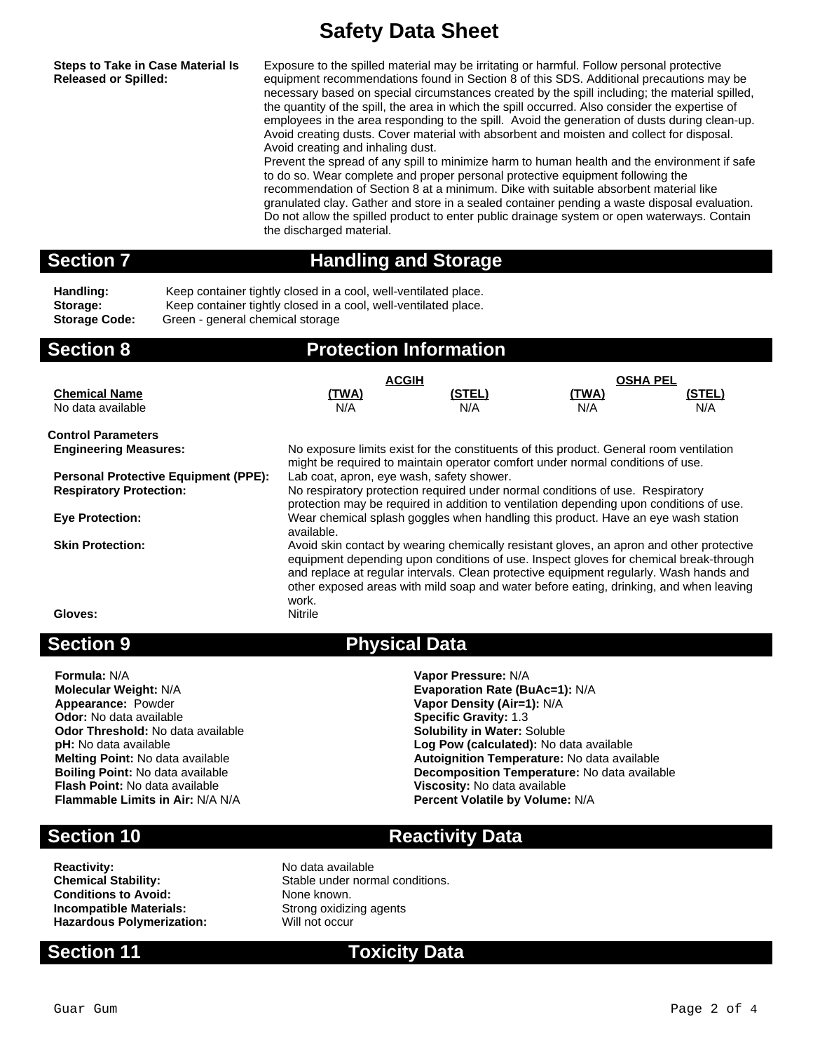# Safety Data Sheet

**Steps to Take in Case Material Is Released or Spilled:** Exposure to the spilled material may be irritating or harmful. Follow personal protective equipment recommendations found in Section 8 of this SDS. Additional precautions may be necessary based on special circumstances created by the spill including; the material spilled, the quantity of the spill, the area in which the spill occurred. Also consider the expertise of employees in the area responding to the spill. Avoid the generation of dusts during clean-up. Avoid creating dusts. Cover material with absorbent and moisten and collect for disposal. Avoid creating and inhaling dust.
Prevent the spread of any spill to minimize harm to human health and the environment if safe to do so. Wear complete and proper personal protective equipment following the recommendation of Section 8 at a minimum. Dike with suitable absorbent material like granulated clay. Gather and store in a sealed container pending a waste disposal evaluation. Do not allow the spilled product to enter public drainage system or open waterways. Contain the discharged material.

## Section 7 Handling and Storage

**Handling:** Keep container tightly closed in a cool, well-ventilated place.
**Storage:** Keep container tightly closed in a cool, well-ventilated place.
**Storage Code:** Green - general chemical storage

## Section 8 Protection Information

| | ACGIH | | OSHA PEL | |
|---|---|---|---|---|
| **Chemical Name** | **(TWA)** | **(STEL)** | **(TWA)** | **(STEL)** |
| No data available | N/A | N/A | N/A | N/A |

**Control Parameters**

**Engineering Measures:** No exposure limits exist for the constituents of this product. General room ventilation might be required to maintain operator comfort under normal conditions of use.

**Personal Protective Equipment (PPE):** Lab coat, apron, eye wash, safety shower.

**Respiratory Protection:** No respiratory protection required under normal conditions of use. Respiratory protection may be required in addition to ventilation depending upon conditions of use.

**Eye Protection:** Wear chemical splash goggles when handling this product. Have an eye wash station available.

**Skin Protection:** Avoid skin contact by wearing chemically resistant gloves, an apron and other protective equipment depending upon conditions of use. Inspect gloves for chemical break-through and replace at regular intervals. Clean protective equipment regularly. Wash hands and other exposed areas with mild soap and water before eating, drinking, and when leaving work.

**Gloves:** Nitrile

## Section 9 Physical Data

**Formula:** N/A
**Molecular Weight:** N/A
**Appearance:** Powder
**Odor:** No data available
**Odor Threshold:** No data available
**pH:** No data available
**Melting Point:** No data available
**Boiling Point:** No data available
**Flash Point:** No data available
**Flammable Limits in Air:** N/A N/A

**Vapor Pressure:** N/A
**Evaporation Rate (BuAc=1):** N/A
**Vapor Density (Air=1):** N/A
**Specific Gravity:** 1.3
**Solubility in Water:** Soluble
**Log Pow (calculated):** No data available
**Autoignition Temperature:** No data available
**Decomposition Temperature:** No data available
**Viscosity:** No data available
**Percent Volatile by Volume:** N/A

## Section 10 Reactivity Data

**Reactivity:** No data available
**Chemical Stability:** Stable under normal conditions.
**Conditions to Avoid:** None known.
**Incompatible Materials:** Strong oxidizing agents
**Hazardous Polymerization:** Will not occur

## Section 11 Toxicity Data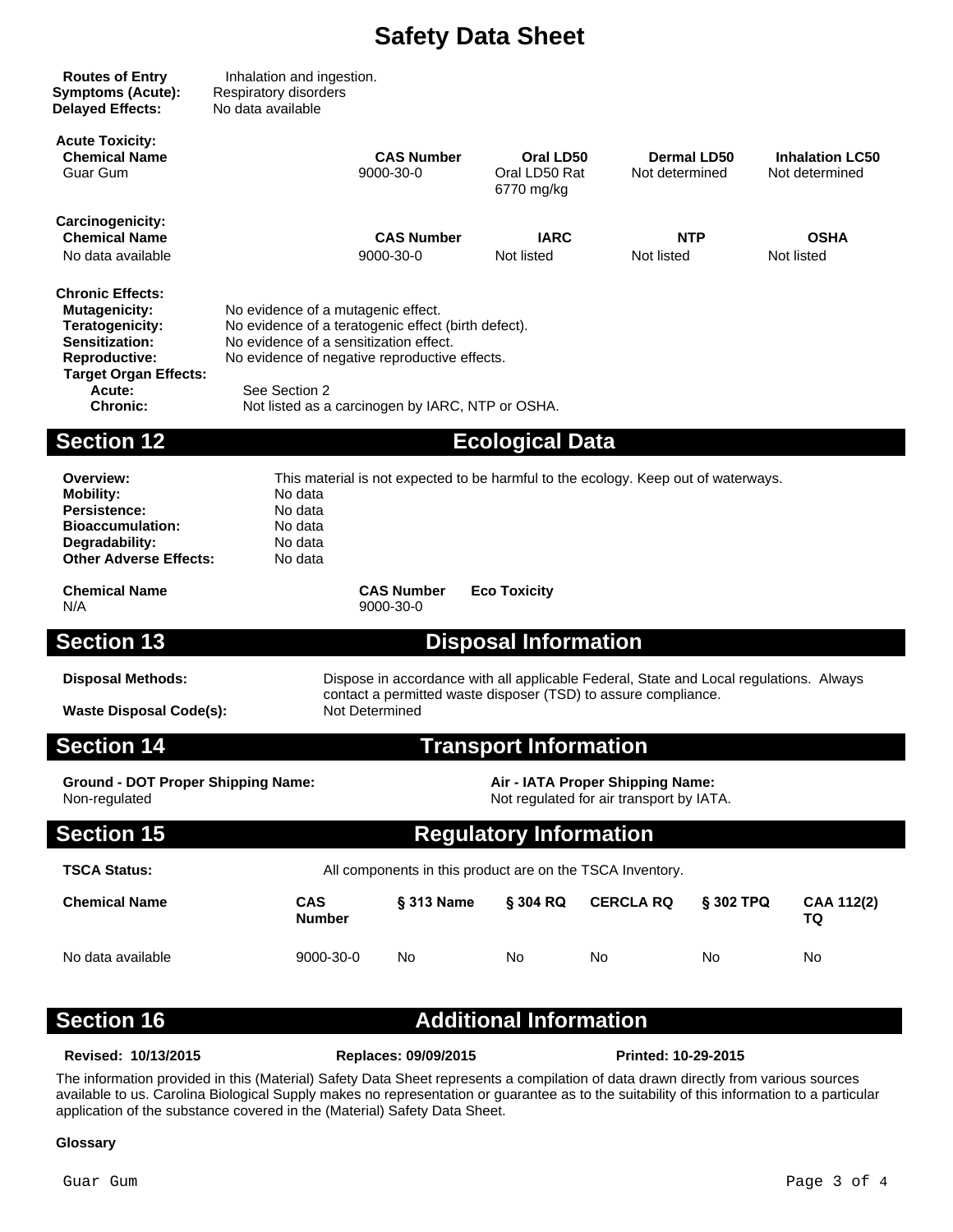# Safety Data Sheet

**Routes of Entry** Inhalation and ingestion.
**Symptoms (Acute):** Respiratory disorders
**Delayed Effects:** No data available

**Acute Toxicity:**

| Chemical Name | CAS Number | Oral LD50 | Dermal LD50 | Inhalation LC50 |
|---|---|---|---|---|
| Guar Gum | 9000-30-0 | Oral LD50 Rat 6770 mg/kg | Not determined | Not determined |

**Carcinogenicity:**

| Chemical Name | CAS Number | IARC | NTP | OSHA |
|---|---|---|---|---|
| No data available | 9000-30-0 | Not listed | Not listed | Not listed |

**Chronic Effects:**

**Mutagenicity:** No evidence of a mutagenic effect.
**Teratogenicity:** No evidence of a teratogenic effect (birth defect).
**Sensitization:** No evidence of a sensitization effect.
**Reproductive:** No evidence of negative reproductive effects.
**Target Organ Effects:**
**Acute:** See Section 2
**Chronic:** Not listed as a carcinogen by IARC, NTP or OSHA.

## Section 12 Ecological Data

**Overview:** This material is not expected to be harmful to the ecology. Keep out of waterways.
**Mobility:** No data
**Persistence:** No data
**Bioaccumulation:** No data
**Degradability:** No data
**Other Adverse Effects:** No data

| Chemical Name | CAS Number | Eco Toxicity |
|---|---|---|
| N/A | 9000-30-0 | |

## Section 13 Disposal Information

**Disposal Methods:** Dispose in accordance with all applicable Federal, State and Local regulations. Always contact a permitted waste disposer (TSD) to assure compliance.
**Waste Disposal Code(s):** Not Determined

## Section 14 Transport Information

**Ground - DOT Proper Shipping Name:**
Non-regulated

**Air - IATA Proper Shipping Name:**
Not regulated for air transport by IATA.

## Section 15 Regulatory Information

**TSCA Status:** All components in this product are on the TSCA Inventory.

| Chemical Name | CAS Number | § 313 Name | § 304 RQ | CERCLA RQ | § 302 TPQ | CAA 112(2) TQ |
|---|---|---|---|---|---|---|
| No data available | 9000-30-0 | No | No | No | No | No |

## Section 16 Additional Information

**Revised: 10/13/2015** **Replaces: 09/09/2015** **Printed: 10-29-2015**

The information provided in this (Material) Safety Data Sheet represents a compilation of data drawn directly from various sources available to us. Carolina Biological Supply makes no representation or guarantee as to the suitability of this information to a particular application of the substance covered in the (Material) Safety Data Sheet.

**Glossary**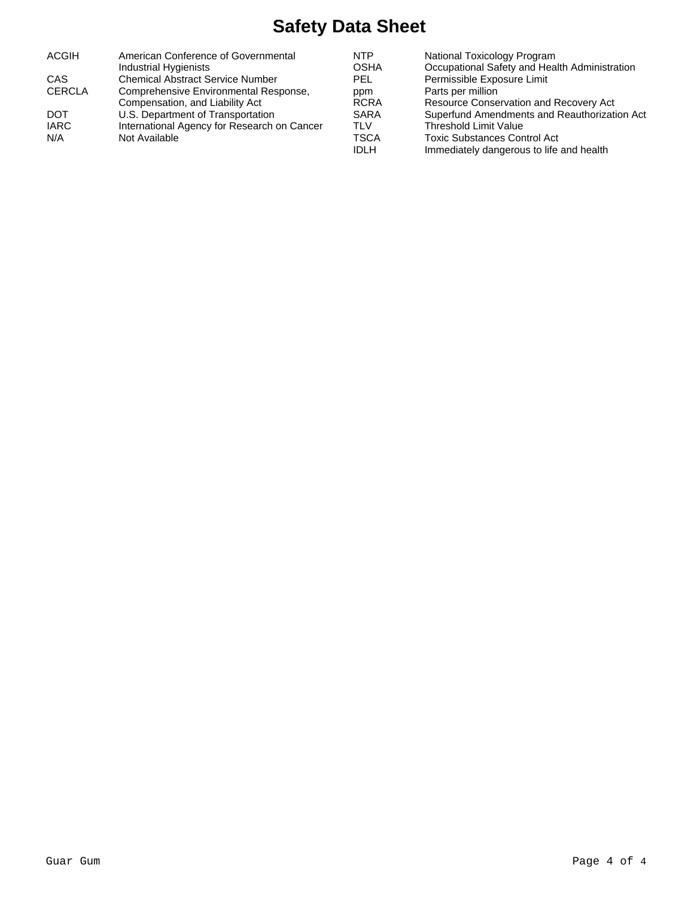# Safety Data Sheet

| | | | |
|---|---|---|---|
| ACGIH | American Conference of Governmental Industrial Hygienists | NTP | National Toxicology Program |
| CAS | Chemical Abstract Service Number | OSHA | Occupational Safety and Health Administration |
| CERCLA | Comprehensive Environmental Response, Compensation, and Liability Act | PEL | Permissible Exposure Limit |
| DOT | U.S. Department of Transportation | ppm | Parts per million |
| IARC | International Agency for Research on Cancer | RCRA | Resource Conservation and Recovery Act |
| N/A | Not Available | SARA | Superfund Amendments and Reauthorization Act |
| | | TLV | Threshold Limit Value |
| | | TSCA | Toxic Substances Control Act |
| | | IDLH | Immediately dangerous to life and health |